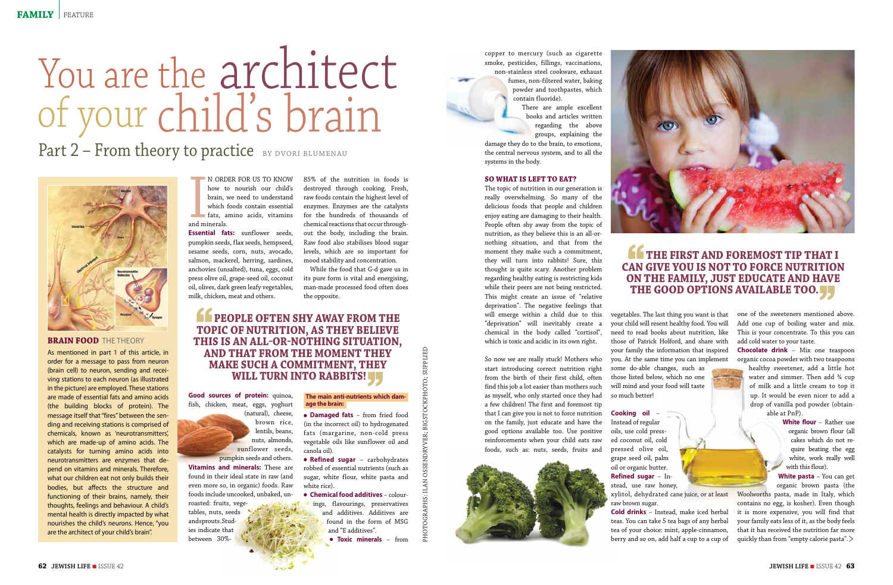# You are the architect of your child's brain

## Part 2 – From theory to practice

BY DVORI BLUMENAU

### BRAIN FOOD THE THEORY

As mentioned in part 1 of this article, in order for a message to pass from neuron (brain cell) to neuron, sending and receiving stations to each neuron (as illustrated in the picture) are employed. These stations are made of essential fats and amino acids (the building blocks of protein). The message itself that "fires" between the sending and receiving stations is comprised of chemicals, known as 'neurotransmitters', which are made-up of amino acids. The catalysts for turning amino acids into neurotransmitters are enzymes that depend on vitamins and minerals. Therefore, what our children eat not only builds their bodies, but affects the structure and functioning of their brains, namely, their thoughts, feelings and behaviour. A child's mental health is directly impacted by what nourishes the child's neurons. Hence, "you are the architect of your child's brain".

In order for us to know how to nourish our child's brain, we need to understand which foods contain essential fats, amino acids, vitamins and minerals.

**Essential fats:** sunflower seeds, pumpkin seeds, flax seeds, hempseed, sesame seeds, corn, nuts, avocado, salmon, mackerel, herring, sardines, anchovies (unsalted), tuna, eggs, cold press olive oil, grape-seed oil, coconut oil, olives, dark green leafy vegetables, milk, chicken, meat and others.

**Good sources of protein:** quinoa, fish, chicken, meat, eggs, yoghurt (natural), cheese, brown rice, lentils, beans, nuts, almonds, sunflower seeds, pumpkin seeds and others.

**Vitamins and minerals:** These are found in their ideal state in raw (and even more so, in organic) foods. Raw foods include uncooked, unbaked, unroasted: fruits, vegetables, nuts, seeds andsprouts. Studies indicate that between 30%-85% of the nutrition in foods is destroyed through cooking. Fresh, raw foods contain the highest level of enzymes. Enzymes are the catalysts for the hundreds of thousands of chemical reactions that occur throughout the body, including the brain. Raw food also stabilises blood sugar levels, which are so important for mood stability and concentration.

While the food that G-d gave us in its pure form is vital and energising, man-made processed food often does the opposite.

> **PEOPLE OFTEN SHY AWAY FROM THE TOPIC OF NUTRITION, AS THEY BELIEVE THIS IS AN ALL-OR-NOTHING SITUATION, AND THAT FROM THE MOMENT THEY MAKE SUCH A COMMITMENT, THEY WILL TURN INTO RABBITS!**

**The main anti-nutrients which damage the brain:**

- **Damaged fats** – from fried food (in the incorrect oil) to hydrogenated fats (margarine, non-cold press vegetable oils like sunflower oil and canola oil).
- **Refined sugar** – carbohydrates robbed of essential nutrients (such as sugar, white flour, white pasta and white rice).
- **Chemical food additives** – colourings, flavourings, preservatives and additives. Additives are found in the form of MSG and "E additives".
- **Toxic minerals** – from copper to mercury (such as cigarette smoke, pesticides, fillings, vaccinations, non-stainless steel cookware, exhaust fumes, non-filtered water, baking powder and toothpastes, which contain fluoride).

There are ample excellent books and articles written regarding the above groups, explaining the damage they do to the brain, to emotions, the central nervous system, and to all the systems in the body.

### SO WHAT IS LEFT TO EAT?

The topic of nutrition in our generation is really overwhelming. So many of the delicious foods that people and children enjoy eating are damaging to their health. People often shy away from the topic of nutrition, as they believe this is an all-or-nothing situation, and that from the moment they make such a commitment, they will turn into rabbits! Sure, this thought is quite scary. Another problem regarding healthy eating is restricting kids while their peers are not being restricted. This might create an issue of "relative deprivation". The negative feelings that will emerge within a child due to this "deprivation" will inevitably create a chemical in the body called "cortisol", which is toxic and acidic in its own right.

So now we are really stuck! Mothers who start introducing correct nutrition right from the birth of their first child, often find this job a lot easier than mothers such as myself, who only started once they had a few children! The first and foremost tip that I can give you is not to force nutrition on the family, just educate and have the good options available too. Use positive reinforcements when your child eats raw foods, such as: nuts, seeds, fruits and vegetables. The last thing you want is that your child will resent healthy food. You will need to read books about nutrition, like those of Patrick Holford, and share with your family the information that inspired you. At the same time you can implement some do-able changes, such as those listed below, which no one will mind and your food will taste so much better!

> **THE FIRST AND FOREMOST TIP THAT I CAN GIVE YOU IS NOT TO FORCE NUTRITION ON THE FAMILY, JUST EDUCATE AND HAVE THE GOOD OPTIONS AVAILABLE TOO.**

**Cooking oil** – Instead of regular oils, use cold pressed coconut oil, cold pressed olive oil, grape seed oil, palm oil or organic butter.

**Refined sugar** – Instead, use raw honey, xylitol, dehydrated cane juice, or at least raw brown sugar.

**Cold drinks** – Instead, make iced herbal teas. You can take 5 tea bags of any herbal tea of your choice: mint, apple-cinnamon, berry and so on, add half a cup to a cup of one of the sweeteners mentioned above. Add one cup of boiling water and mix. This is your concentrate. To this you can add cold water to your taste.

**Chocolate drink** – Mix one teaspoon organic cocoa powder with two teaspoons healthy sweetener, add a little hot water and simmer. Then add ¾ cup of milk and a little cream to top it up. It would be even nicer to add a drop of vanilla pod powder (obtainable at PnP).

**White flour** – Rather use organic brown flour (all cakes which do not require beating the egg white, work really well with this flour).

**White pasta** – You can get organic brown pasta (the Woolworths pasta, made in Italy, which contains no egg, is kosher). Even though it is more expensive, you will find that your family eats less of it, as the body feels that it has received the nutrition far more quickly than from "empty calorie pasta".>

PHOTOGRAPHS: ILAN OSSENDRYVER; BIGSTOCKPHOTO; SUPPLIED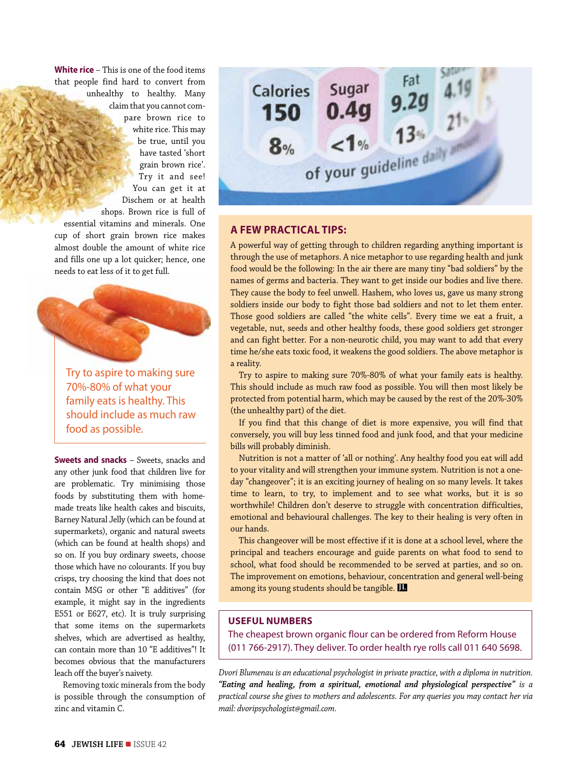**White rice** – This is one of the food items that people find hard to convert from unhealthy to healthy. Many claim that you cannot compare brown rice to white rice. This may be true, until you have tasted 'short grain brown rice'. Try it and see! You can get it at Dischem or at health shops. Brown rice is full of essential vitamins and minerals. One cup of short grain brown rice makes almost double the amount of white rice and fills one up a lot quicker; hence, one needs to eat less of it to get full.

Try to aspire to making sure 70%-80% of what your family eats is healthy. This should include as much raw food as possible.

**Sweets and snacks** – Sweets, snacks and any other junk food that children live for are problematic. Try minimising those foods by substituting them with homemade treats like health cakes and biscuits, Barney Natural Jelly (which can be found at supermarkets), organic and natural sweets (which can be found at health shops) and so on. If you buy ordinary sweets, choose those which have no colourants. If you buy crisps, try choosing the kind that does not contain MSG or other "E additives" (for example, it might say in the ingredients E551 or E627, etc). It is truly surprising that some items on the supermarkets shelves, which are advertised as healthy, can contain more than 10 "E additives"! It becomes obvious that the manufacturers leach off the buyer's naivety.

Removing toxic minerals from the body is possible through the consumption of zinc and vitamin C.

## A FEW PRACTICAL TIPS:

A powerful way of getting through to children regarding anything important is through the use of metaphors. A nice metaphor to use regarding health and junk food would be the following: In the air there are many tiny "bad soldiers" by the names of germs and bacteria. They want to get inside our bodies and live there. They cause the body to feel unwell. Hashem, who loves us, gave us many strong soldiers inside our body to fight those bad soldiers and not to let them enter. Those good soldiers are called "the white cells". Every time we eat a fruit, a vegetable, nut, seeds and other healthy foods, these good soldiers get stronger and can fight better. For a non-neurotic child, you may want to add that every time he/she eats toxic food, it weakens the good soldiers. The above metaphor is a reality.

Try to aspire to making sure 70%-80% of what your family eats is healthy. This should include as much raw food as possible. You will then most likely be protected from potential harm, which may be caused by the rest of the 20%-30% (the unhealthy part) of the diet.

If you find that this change of diet is more expensive, you will find that conversely, you will buy less tinned food and junk food, and that your medicine bills will probably diminish.

Nutrition is not a matter of 'all or nothing'. Any healthy food you eat will add to your vitality and will strengthen your immune system. Nutrition is not a one-day "changeover"; it is an exciting journey of healing on so many levels. It takes time to learn, to try, to implement and to see what works, but it is so worthwhile! Children don't deserve to struggle with concentration difficulties, emotional and behavioural challenges. The key to their healing is very often in our hands.

This changeover will be most effective if it is done at a school level, where the principal and teachers encourage and guide parents on what food to send to school, what food should be recommended to be served at parties, and so on. The improvement on emotions, behaviour, concentration and general well-being among its young students should be tangible. JL

## USEFUL NUMBERS

The cheapest brown organic flour can be ordered from Reform House (011 766-2917). They deliver. To order health rye rolls call 011 640 5698.

*Dvori Blumenau is an educational psychologist in private practice, with a diploma in nutrition. **"Eating and healing, from a spiritual, emotional and physiological perspective"** is a practical course she gives to mothers and adolescents. For any queries you may contact her via mail: dvoripsychologist@gmail.com.*